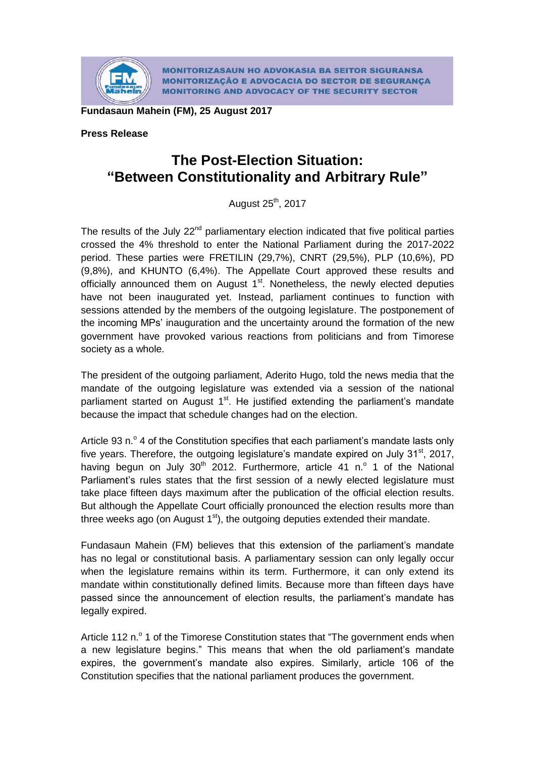MONITORIZASAUN HO ADVOKASIA BA SEITOR SIGURANSA
MONITORIZAÇÃO E ADVOCACIA DO SECTOR DE SEGURANÇA
MONITORING AND ADVOCACY OF THE SECURITY SECTOR

**Fundasaun Mahein (FM), 25 August 2017**

**Press Release**

# The Post-Election Situation: "Between Constitutionality and Arbitrary Rule"

August 25th, 2017

The results of the July 22nd parliamentary election indicated that five political parties crossed the 4% threshold to enter the National Parliament during the 2017-2022 period. These parties were FRETILIN (29,7%), CNRT (29,5%), PLP (10,6%), PD (9,8%), and KHUNTO (6,4%). The Appellate Court approved these results and officially announced them on August 1st. Nonetheless, the newly elected deputies have not been inaugurated yet. Instead, parliament continues to function with sessions attended by the members of the outgoing legislature. The postponement of the incoming MPs' inauguration and the uncertainty around the formation of the new government have provoked various reactions from politicians and from Timorese society as a whole.

The president of the outgoing parliament, Aderito Hugo, told the news media that the mandate of the outgoing legislature was extended via a session of the national parliament started on August 1st. He justified extending the parliament's mandate because the impact that schedule changes had on the election.

Article 93 n.º 4 of the Constitution specifies that each parliament's mandate lasts only five years. Therefore, the outgoing legislature's mandate expired on July 31st, 2017, having begun on July 30th 2012. Furthermore, article 41 n.º 1 of the National Parliament's rules states that the first session of a newly elected legislature must take place fifteen days maximum after the publication of the official election results. But although the Appellate Court officially pronounced the election results more than three weeks ago (on August 1st), the outgoing deputies extended their mandate.

Fundasaun Mahein (FM) believes that this extension of the parliament's mandate has no legal or constitutional basis. A parliamentary session can only legally occur when the legislature remains within its term. Furthermore, it can only extend its mandate within constitutionally defined limits. Because more than fifteen days have passed since the announcement of election results, the parliament's mandate has legally expired.

Article 112 n.º 1 of the Timorese Constitution states that "The government ends when a new legislature begins." This means that when the old parliament's mandate expires, the government's mandate also expires. Similarly, article 106 of the Constitution specifies that the national parliament produces the government.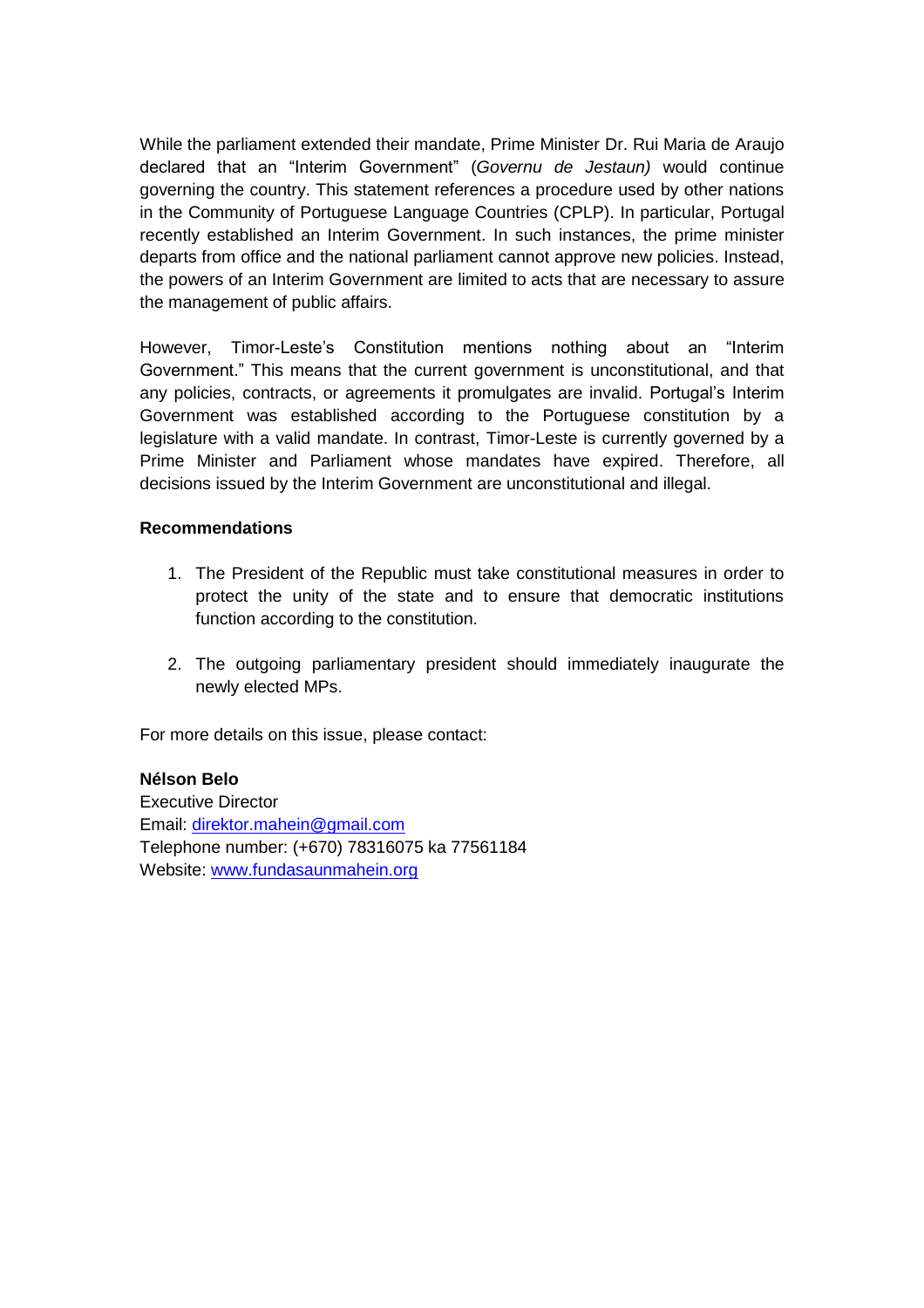While the parliament extended their mandate, Prime Minister Dr. Rui Maria de Araujo declared that an "Interim Government" (*Governu de Jestaun)* would continue governing the country. This statement references a procedure used by other nations in the Community of Portuguese Language Countries (CPLP). In particular, Portugal recently established an Interim Government. In such instances, the prime minister departs from office and the national parliament cannot approve new policies. Instead, the powers of an Interim Government are limited to acts that are necessary to assure the management of public affairs.

However, Timor-Leste's Constitution mentions nothing about an "Interim Government." This means that the current government is unconstitutional, and that any policies, contracts, or agreements it promulgates are invalid. Portugal's Interim Government was established according to the Portuguese constitution by a legislature with a valid mandate. In contrast, Timor-Leste is currently governed by a Prime Minister and Parliament whose mandates have expired. Therefore, all decisions issued by the Interim Government are unconstitutional and illegal.

**Recommendations**

1. The President of the Republic must take constitutional measures in order to protect the unity of the state and to ensure that democratic institutions function according to the constitution.
2. The outgoing parliamentary president should immediately inaugurate the newly elected MPs.

For more details on this issue, please contact:

**Nélson Belo**
Executive Director
Email: direktor.mahein@gmail.com
Telephone number: (+670) 78316075 ka 77561184
Website: www.fundasaunmahein.org